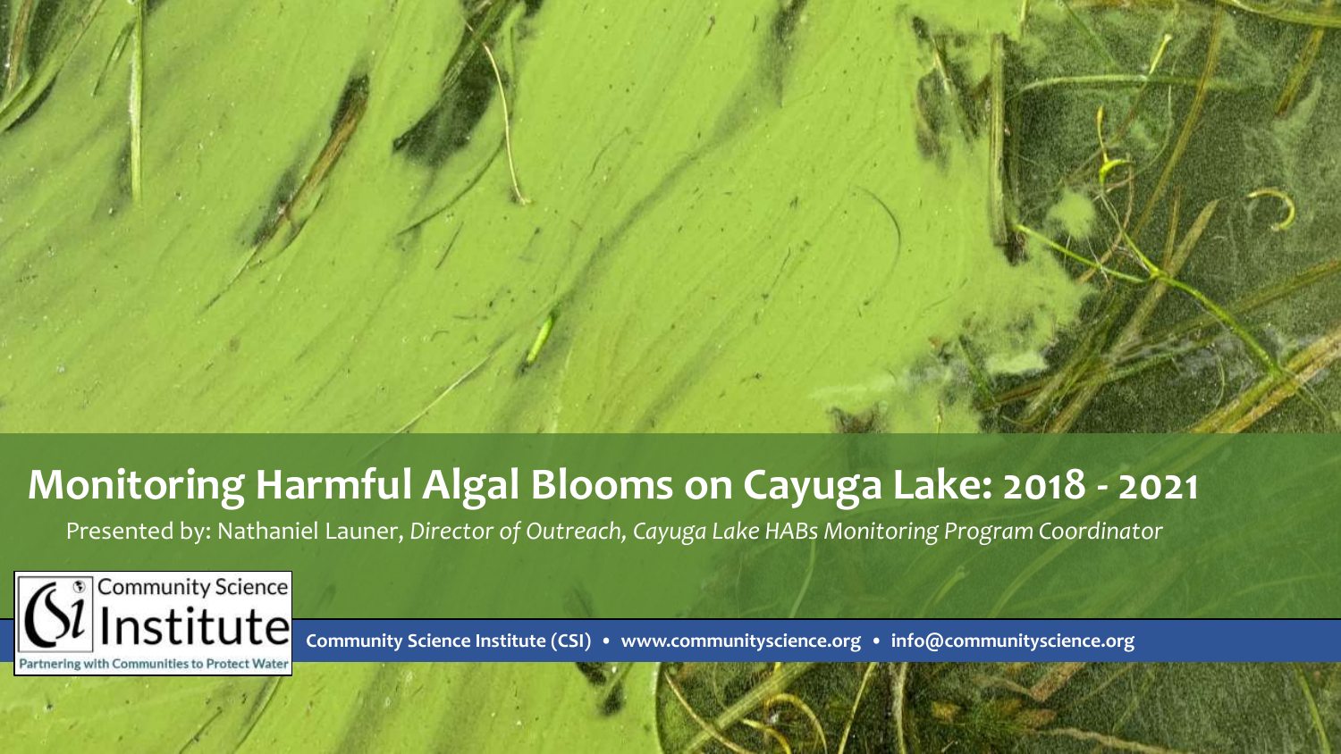# Monitoring Harmful Algal Blooms on Cayuga Lake: 2018 - 2021

Presented by: Nathaniel Launer, *Director of Outreach, Cayuga Lake HABs Monitoring Program Coordinator*

Community Science Institute

Partnering with Communities to Protect Water

**Community Science Institute (CSI) • www.communityscience.org • info@communityscience.org**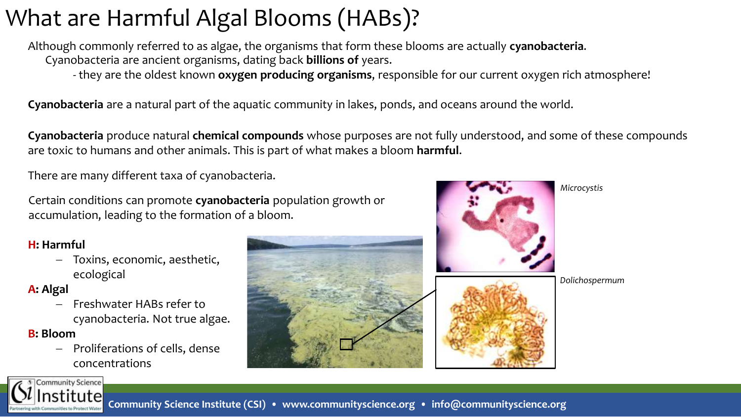# What are Harmful Algal Blooms (HABs)?

Although commonly referred to as algae, the organisms that form these blooms are actually **cyanobacteria**.
Cyanobacteria are ancient organisms, dating back **billions of** years.
- they are the oldest known **oxygen producing organisms**, responsible for our current oxygen rich atmosphere!

**Cyanobacteria** are a natural part of the aquatic community in lakes, ponds, and oceans around the world.

**Cyanobacteria** produce natural **chemical compounds** whose purposes are not fully understood, and some of these compounds are toxic to humans and other animals. This is part of what makes a bloom **harmful**.

There are many different taxa of cyanobacteria.

Certain conditions can promote **cyanobacteria** population growth or accumulation, leading to the formation of a bloom.

**H: Harmful**
- Toxins, economic, aesthetic, ecological

**A: Algal**
- Freshwater HABs refer to cyanobacteria. Not true algae.

**B: Bloom**
- Proliferations of cells, dense concentrations

*Microcystis*

*Dolichospermum*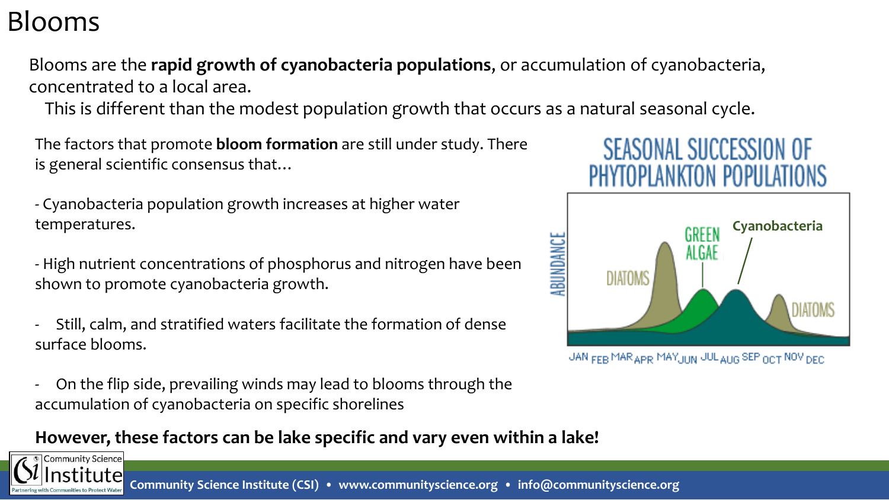# Blooms

Blooms are the **rapid growth of cyanobacteria populations**, or accumulation of cyanobacteria, concentrated to a local area.

This is different than the modest population growth that occurs as a natural seasonal cycle.

The factors that promote **bloom formation** are still under study. There is general scientific consensus that…

- Cyanobacteria population growth increases at higher water temperatures.
- High nutrient concentrations of phosphorus and nitrogen have been shown to promote cyanobacteria growth.
- Still, calm, and stratified waters facilitate the formation of dense surface blooms.
- On the flip side, prevailing winds may lead to blooms through the accumulation of cyanobacteria on specific shorelines

**However, these factors can be lake specific and vary even within a lake!**

SEASONAL SUCCESSION OF PHYTOPLANKTON POPULATIONS

ABUNDANCE

DIATOMS | GREEN ALGAE | Cyanobacteria | DIATOMS

JAN FEB MAR APR MAY JUN JUL AUG SEP OCT NOV DEC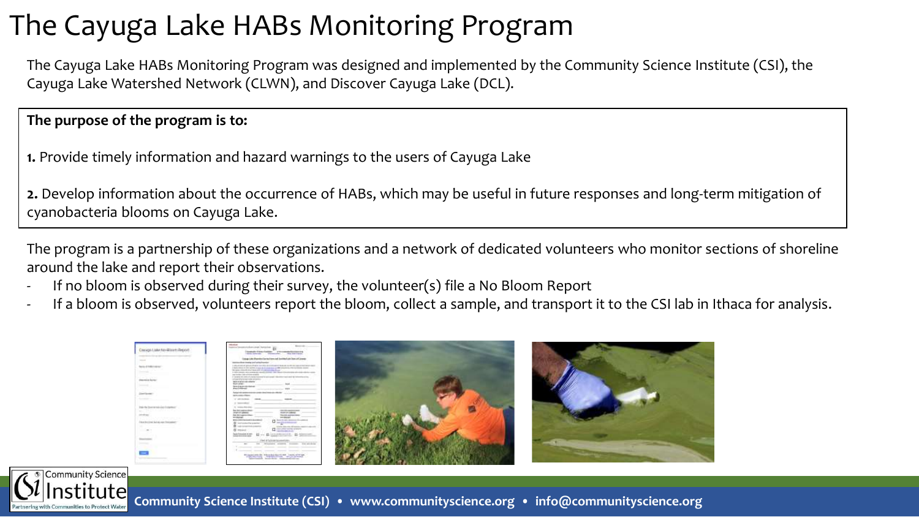# The Cayuga Lake HABs Monitoring Program

The Cayuga Lake HABs Monitoring Program was designed and implemented by the Community Science Institute (CSI), the Cayuga Lake Watershed Network (CLWN), and Discover Cayuga Lake (DCL).

**The purpose of the program is to:**

**1.** Provide timely information and hazard warnings to the users of Cayuga Lake

**2.** Develop information about the occurrence of HABs, which may be useful in future responses and long-term mitigation of cyanobacteria blooms on Cayuga Lake.

The program is a partnership of these organizations and a network of dedicated volunteers who monitor sections of shoreline around the lake and report their observations.

- If no bloom is observed during their survey, the volunteer(s) file a No Bloom Report
- If a bloom is observed, volunteers report the bloom, collect a sample, and transport it to the CSI lab in Ithaca for analysis.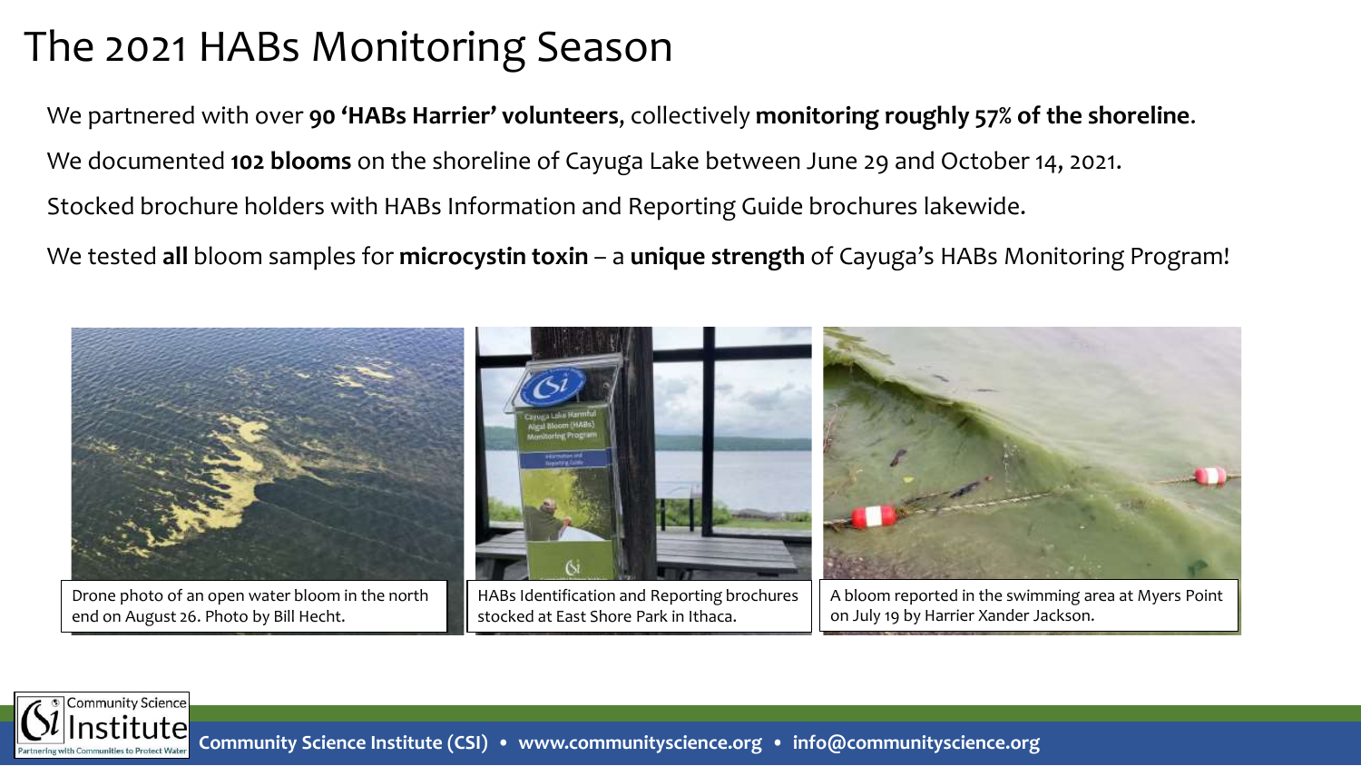# The 2021 HABs Monitoring Season

We partnered with over **90 'HABs Harrier' volunteers**, collectively **monitoring roughly 57% of the shoreline**.

We documented **102 blooms** on the shoreline of Cayuga Lake between June 29 and October 14, 2021.

Stocked brochure holders with HABs Information and Reporting Guide brochures lakewide.

We tested **all** bloom samples for **microcystin toxin** – a **unique strength** of Cayuga's HABs Monitoring Program!

Drone photo of an open water bloom in the north end on August 26. Photo by Bill Hecht.

HABs Identification and Reporting brochures stocked at East Shore Park in Ithaca.

A bloom reported in the swimming area at Myers Point on July 19 by Harrier Xander Jackson.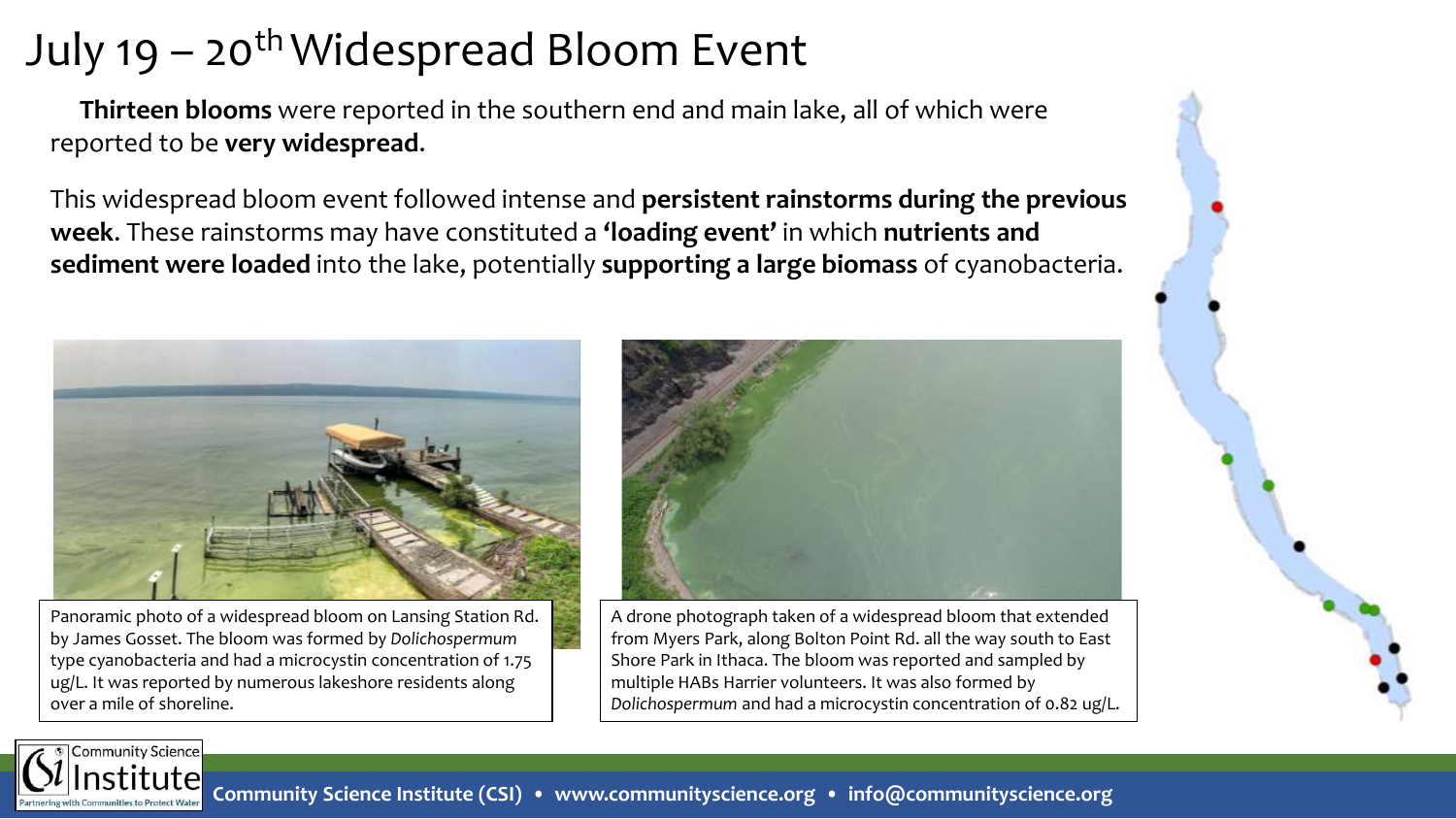# July 19 – 20th Widespread Bloom Event

**Thirteen blooms** were reported in the southern end and main lake, all of which were reported to be **very widespread**.

This widespread bloom event followed intense and **persistent rainstorms during the previous week**. These rainstorms may have constituted a **'loading event'** in which **nutrients and sediment were loaded** into the lake, potentially **supporting a large biomass** of cyanobacteria.

Panoramic photo of a widespread bloom on Lansing Station Rd. by James Gosset. The bloom was formed by *Dolichospermum* type cyanobacteria and had a microcystin concentration of 1.75 ug/L. It was reported by numerous lakeshore residents along over a mile of shoreline.

A drone photograph taken of a widespread bloom that extended from Myers Park, along Bolton Point Rd. all the way south to East Shore Park in Ithaca. The bloom was reported and sampled by multiple HABs Harrier volunteers. It was also formed by *Dolichospermum* and had a microcystin concentration of 0.82 ug/L.

Community Science Institute (CSI) • www.communityscience.org • info@communityscience.org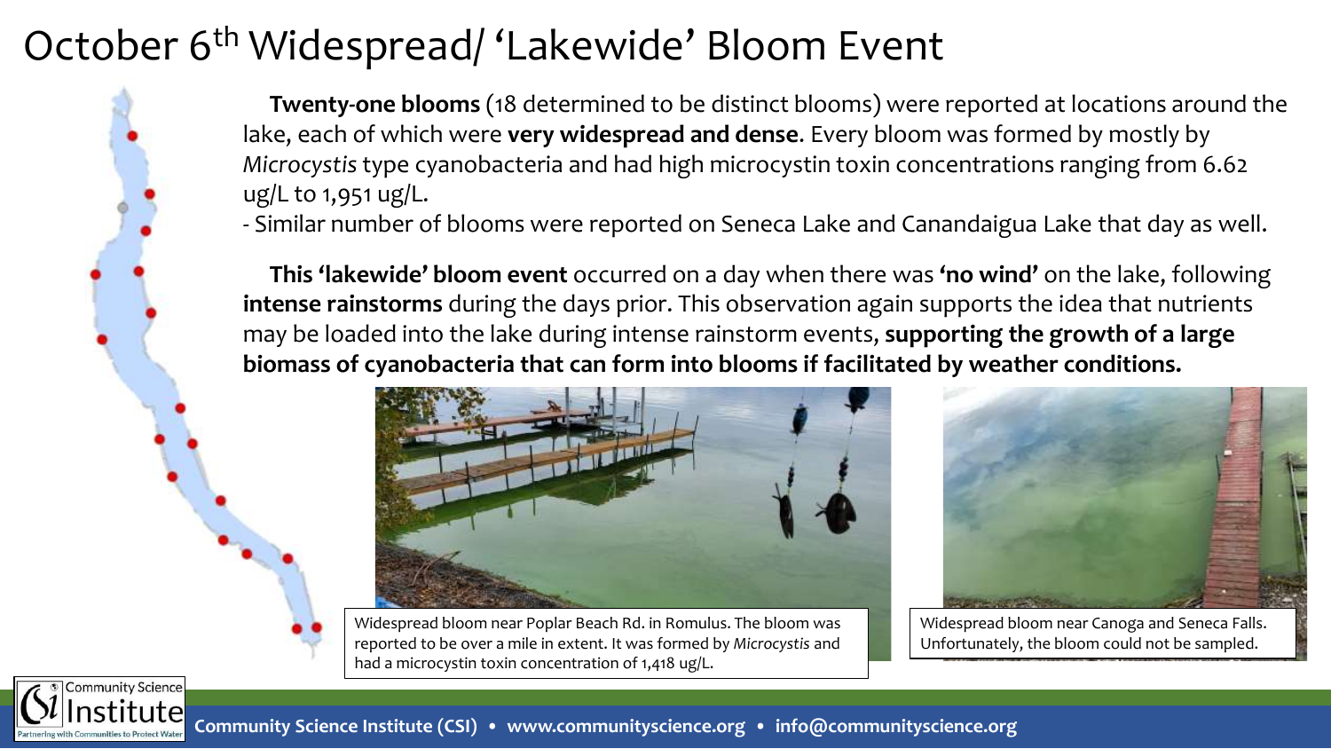# October 6th Widespread/ 'Lakewide' Bloom Event

**Twenty-one blooms** (18 determined to be distinct blooms) were reported at locations around the lake, each of which were **very widespread and dense**. Every bloom was formed by mostly by *Microcystis* type cyanobacteria and had high microcystin toxin concentrations ranging from 6.62 ug/L to 1,951 ug/L.

- Similar number of blooms were reported on Seneca Lake and Canandaigua Lake that day as well.

**This 'lakewide' bloom event** occurred on a day when there was **'no wind'** on the lake, following **intense rainstorms** during the days prior. This observation again supports the idea that nutrients may be loaded into the lake during intense rainstorm events, **supporting the growth of a large biomass of cyanobacteria that can form into blooms if facilitated by weather conditions.**

Widespread bloom near Poplar Beach Rd. in Romulus. The bloom was reported to be over a mile in extent. It was formed by *Microcystis* and had a microcystin toxin concentration of 1,418 ug/L.

Widespread bloom near Canoga and Seneca Falls. Unfortunately, the bloom could not be sampled.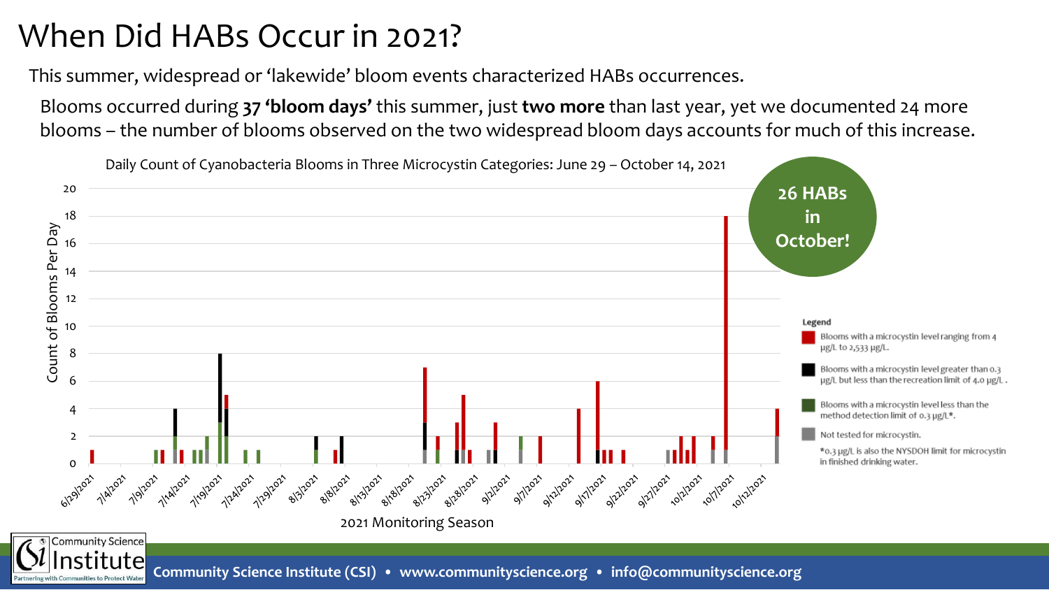# When Did HABs Occur in 2021?

This summer, widespread or 'lakewide' bloom events characterized HABs occurrences.

Blooms occurred during **37 'bloom days'** this summer, just **two more** than last year, yet we documented 24 more blooms – the number of blooms observed on the two widespread bloom days accounts for much of this increase.

Daily Count of Cyanobacteria Blooms in Three Microcystin Categories: June 29 – October 14, 2021

**26 HABs in October!**

Legend

- Blooms with a microcystin level ranging from 4 µg/L to 2,533 µg/L.
- Blooms with a microcystin level greater than 0.3 µg/L but less than the recreation limit of 4.0 µg/L.
- Blooms with a microcystin level less than the method detection limit of 0.3 µg/L*.
- Not tested for microcystin.

*0.3 µg/L is also the NYSDOH limit for microcystin in finished drinking water.

2021 Monitoring Season

Community Science Institute (CSI) • www.communityscience.org • info@communityscience.org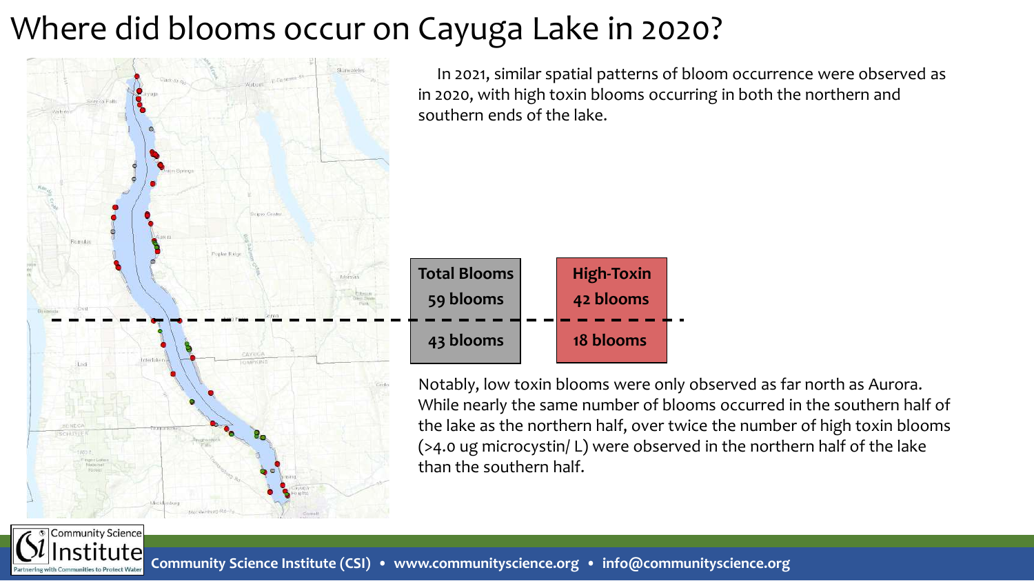# Where did blooms occur on Cayuga Lake in 2020?

In 2021, similar spatial patterns of bloom occurrence were observed as in 2020, with high toxin blooms occurring in both the northern and southern ends of the lake.

| Total Blooms | High-Toxin |
|---|---|
| 59 blooms | 42 blooms |
| 43 blooms | 18 blooms |

Notably, low toxin blooms were only observed as far north as Aurora. While nearly the same number of blooms occurred in the southern half of the lake as the northern half, over twice the number of high toxin blooms (>4.0 ug microcystin/ L) were observed in the northern half of the lake than the southern half.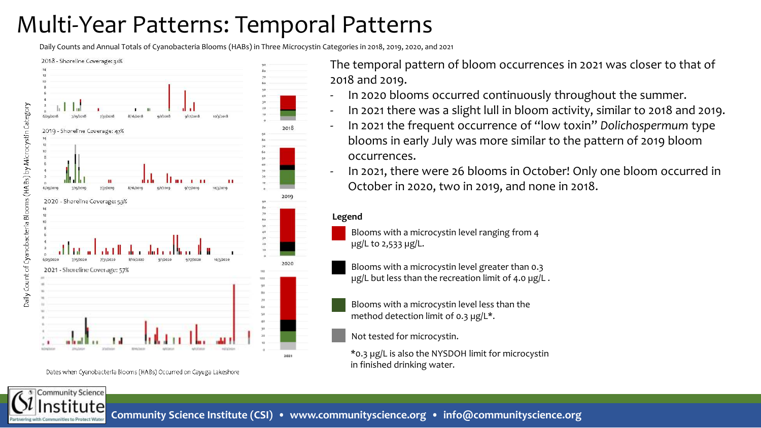# Multi-Year Patterns: Temporal Patterns

Daily Counts and Annual Totals of Cyanobacteria Blooms (HABs) in Three Microcystin Categories in 2018, 2019, 2020, and 2021

2018 - Shoreline Coverage: 31%

2019 - Shoreline Coverage: 47%

2020 - Shoreline Coverage: 53%

2021 - Shoreline Coverage: 57%

Daily Count of Cyanobacteria Blooms (HABs) by Microcystin Category

Dates when Cyanobacteria Blooms (HABs) Occurred on Cayuga Lakeshore

The temporal pattern of bloom occurrences in 2021 was closer to that of 2018 and 2019.

- In 2020 blooms occurred continuously throughout the summer.
- In 2021 there was a slight lull in bloom activity, similar to 2018 and 2019.
- In 2021 the frequent occurrence of "low toxin" *Dolichospermum* type blooms in early July was more similar to the pattern of 2019 bloom occurrences.
- In 2021, there were 26 blooms in October! Only one bloom occurred in October in 2020, two in 2019, and none in 2018.

**Legend**

- Blooms with a microcystin level ranging from 4 µg/L to 2,533 µg/L.
- Blooms with a microcystin level greater than 0.3 µg/L but less than the recreation limit of 4.0 µg/L .
- Blooms with a microcystin level less than the method detection limit of 0.3 µg/L*.
- Not tested for microcystin.

*0.3 µg/L is also the NYSDOH limit for microcystin in finished drinking water.

**Community Science Institute (CSI) • www.communityscience.org • info@communityscience.org**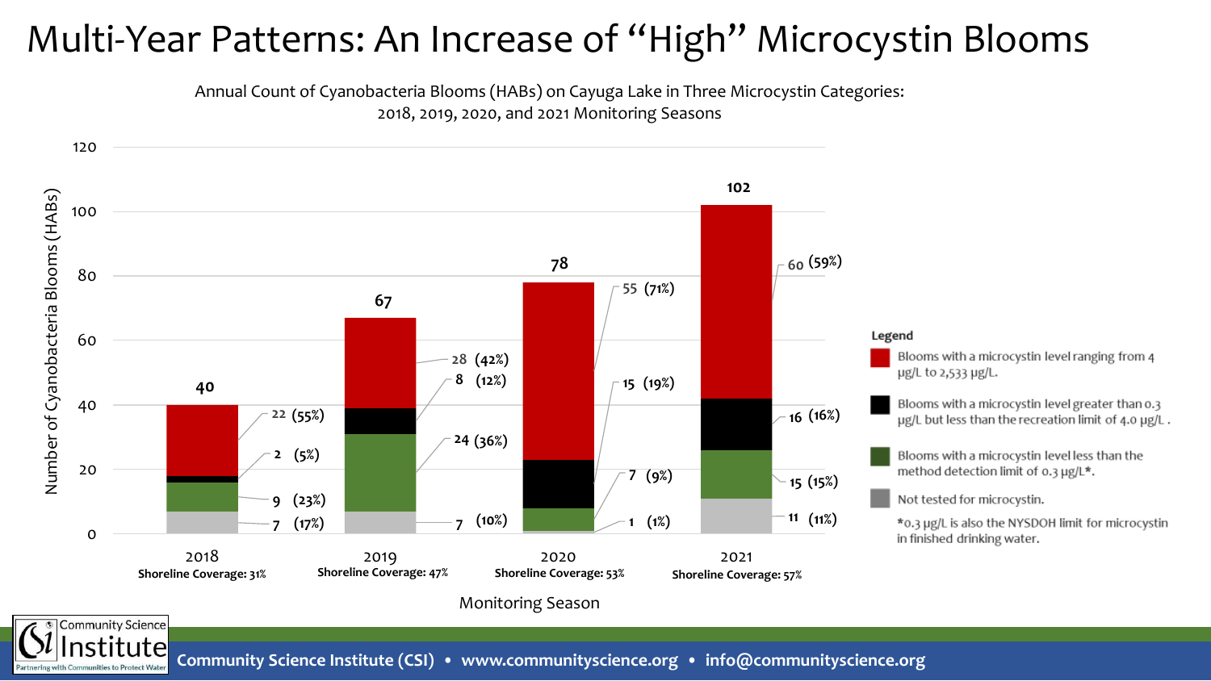# Multi-Year Patterns: An Increase of "High" Microcystin Blooms

Annual Count of Cyanobacteria Blooms (HABs) on Cayuga Lake in Three Microcystin Categories: 2018, 2019, 2020, and 2021 Monitoring Seasons

| Monitoring Season | Blooms with a microcystin level ranging from 4 μg/L to 2,533 μg/L | Blooms with a microcystin level greater than 0.3 μg/L but less than the recreation limit of 4.0 μg/L | Blooms with a microcystin level less than the method detection limit of 0.3 μg/L* | Not tested for microcystin | Total | Shoreline Coverage |
|---|---|---|---|---|---|---|
| 2018 | 22 (55%) | 2 (5%) | 9 (23%) | 7 (17%) | 40 | 31% |
| 2019 | 28 (42%) | 8 (12%) | 24 (36%) | 7 (10%) | 67 | 47% |
| 2020 | 55 (71%) | 15 (19%) | 7 (9%) | 1 (1%) | 78 | 53% |
| 2021 | 60 (59%) | 16 (16%) | 15 (15%) | 11 (11%) | 102 | 57% |

*0.3 μg/L is also the NYSDOH limit for microcystin in finished drinking water.

Community Science Institute (CSI) • www.communityscience.org • info@communityscience.org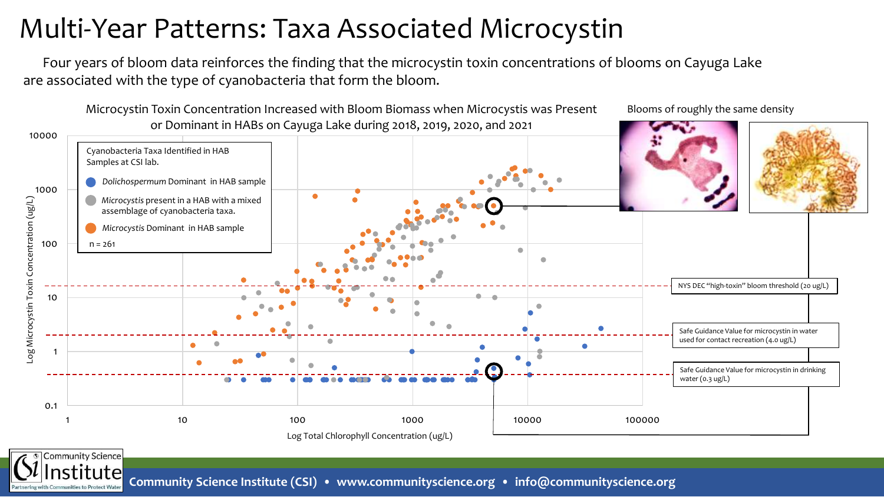# Multi-Year Patterns: Taxa Associated Microcystin

Four years of bloom data reinforces the finding that the microcystin toxin concentrations of blooms on Cayuga Lake are associated with the type of cyanobacteria that form the bloom.

Microcystin Toxin Concentration Increased with Bloom Biomass when Microcystis was Present or Dominant in HABs on Cayuga Lake during 2018, 2019, 2020, and 2021

Blooms of roughly the same density

Cyanobacteria Taxa Identified in HAB Samples at CSI lab.

- *Dolichospermum* Dominant in HAB sample
- *Microcystis* present in a HAB with a mixed assemblage of cyanobacteria taxa.
- *Microcystis* Dominant in HAB sample

n = 261

Log Microcystin Toxin Concentration (ug/L)

Log Total Chlorophyll Concentration (ug/L)

NYS DEC "high-toxin" bloom threshold (20 ug/L)

Safe Guidance Value for microcystin in water used for contact recreation (4.0 ug/L)

Safe Guidance Value for microcystin in drinking water (0.3 ug/L)

**Community Science Institute (CSI) • www.communityscience.org • info@communityscience.org**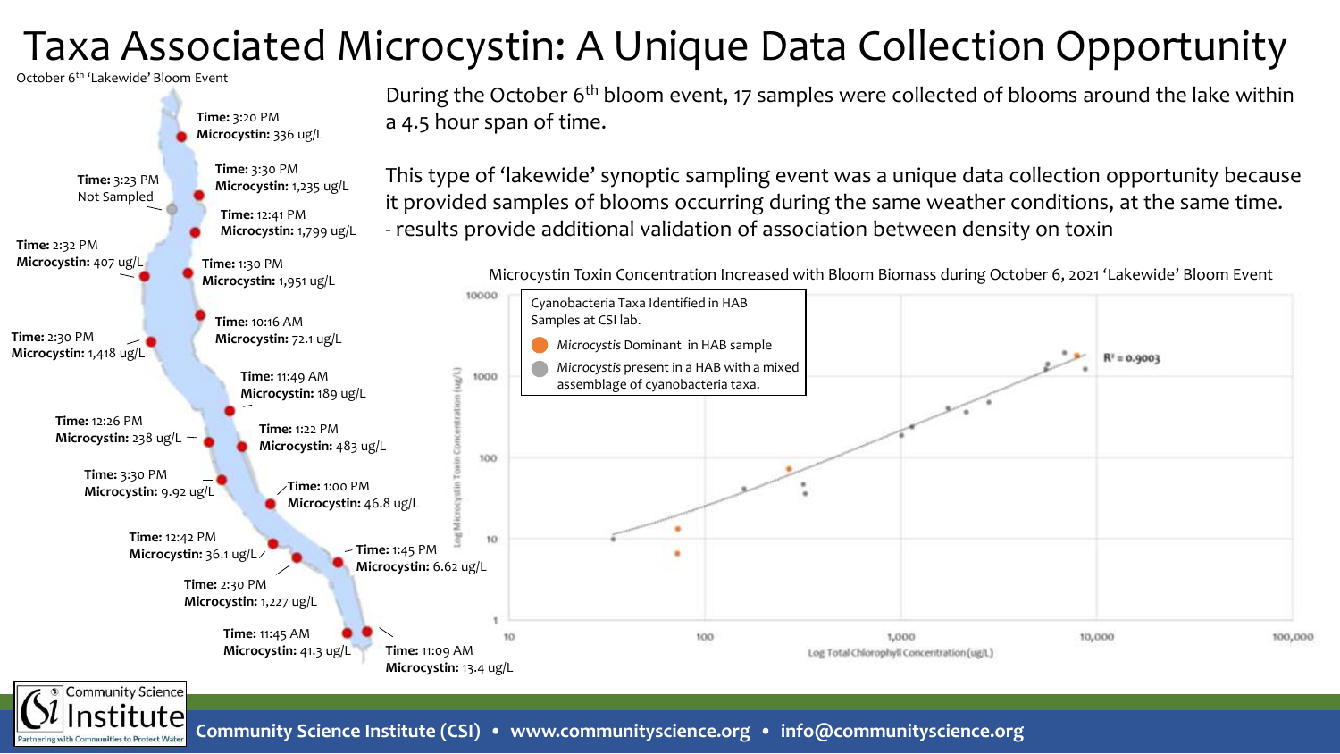# Taxa Associated Microcystin: A Unique Data Collection Opportunity

October 6th 'Lakewide' Bloom Event

| Time | Microcystin |
| --- | --- |
| 3:20 PM | 336 ug/L |
| 3:30 PM | 1,235 ug/L |
| 3:23 PM | Not Sampled |
| 12:41 PM | 1,799 ug/L |
| 2:32 PM | 407 ug/L |
| 1:30 PM | 1,951 ug/L |
| 10:16 AM | 72.1 ug/L |
| 2:30 PM | 1,418 ug/L |
| 11:49 AM | 189 ug/L |
| 12:26 PM | 238 ug/L |
| 1:22 PM | 483 ug/L |
| 3:30 PM | 9.92 ug/L |
| 1:00 PM | 46.8 ug/L |
| 12:42 PM | 36.1 ug/L |
| 1:45 PM | 6.62 ug/L |
| 2:30 PM | 1,227 ug/L |
| 11:45 AM | 41.3 ug/L |
| 11:09 AM | 13.4 ug/L |

During the October 6th bloom event, 17 samples were collected of blooms around the lake within a 4.5 hour span of time.

This type of 'lakewide' synoptic sampling event was a unique data collection opportunity because it provided samples of blooms occurring during the same weather conditions, at the same time.
- results provide additional validation of association between density on toxin

**Microcystin Toxin Concentration Increased with Bloom Biomass during October 6, 2021 'Lakewide' Bloom Event**

Cyanobacteria Taxa Identified in HAB Samples at CSI lab.
- *Microcystis* Dominant in HAB sample
- *Microcystis* present in a HAB with a mixed assemblage of cyanobacteria taxa.

$R^2 = 0.9003$

Y-axis: Log Microcystin Toxin Concentration (ug/L)
X-axis: Log Total Chlorophyll Concentration (ug/L)

**Community Science Institute (CSI) • www.communityscience.org • info@communityscience.org**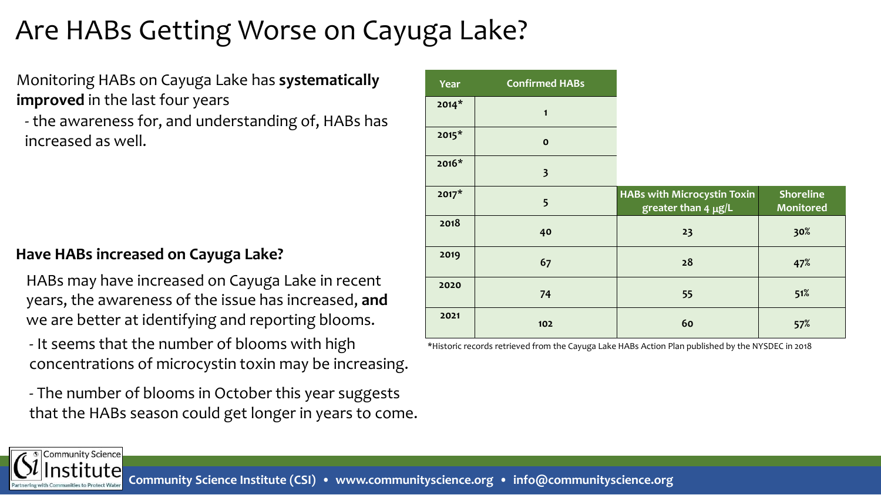# Are HABs Getting Worse on Cayuga Lake?

Monitoring HABs on Cayuga Lake has **systematically improved** in the last four years

- the awareness for, and understanding of, HABs has increased as well.

| Year | Confirmed HABs | HABs with Microcystin Toxin greater than 4 μg/L | Shoreline Monitored |
|---|---|---|---|
| 2014* | 1 | | |
| 2015* | 0 | | |
| 2016* | 3 | | |
| 2017* | 5 | | |
| 2018 | 40 | 23 | 30% |
| 2019 | 67 | 28 | 47% |
| 2020 | 74 | 55 | 51% |
| 2021 | 102 | 60 | 57% |

*Historic records retrieved from the Cayuga Lake HABs Action Plan published by the NYSDEC in 2018

**Have HABs increased on Cayuga Lake?**

HABs may have increased on Cayuga Lake in recent years, the awareness of the issue has increased, **and** we are better at identifying and reporting blooms.

- It seems that the number of blooms with high concentrations of microcystin toxin may be increasing.

- The number of blooms in October this year suggests that the HABs season could get longer in years to come.

Community Science Institute (CSI) • www.communityscience.org • info@communityscience.org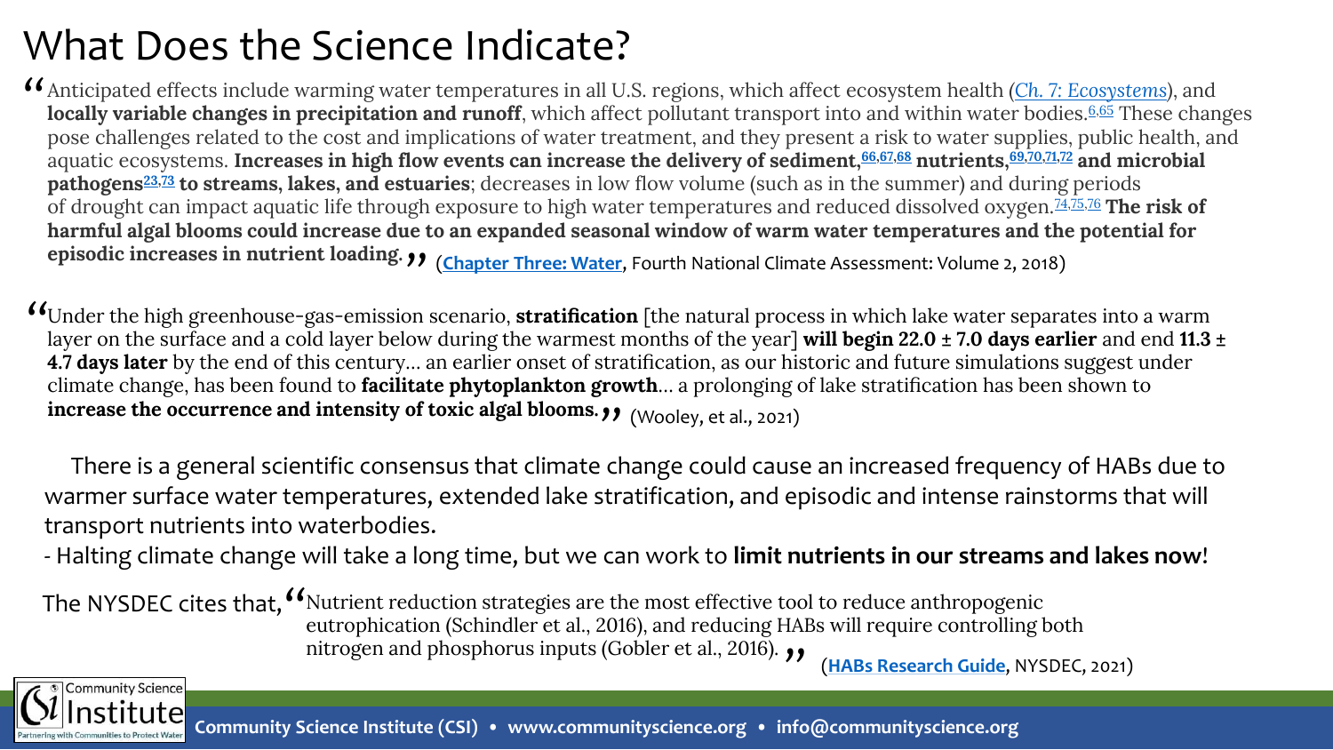# What Does the Science Indicate?

"Anticipated effects include warming water temperatures in all U.S. regions, which affect ecosystem health (*Ch. 7: Ecosystems*), and **locally variable changes in precipitation and runoff**, which affect pollutant transport into and within water bodies.[6,65] These changes pose challenges related to the cost and implications of water treatment, and they present a risk to water supplies, public health, and aquatic ecosystems. **Increases in high flow events can increase the delivery of sediment,[66,67,68] nutrients,[69,70,71,72] and microbial pathogens[23,73] to streams, lakes, and estuaries**; decreases in low flow volume (such as in the summer) and during periods of drought can impact aquatic life through exposure to high water temperatures and reduced dissolved oxygen.[74,75,76] **The risk of harmful algal blooms could increase due to an expanded seasonal window of warm water temperatures and the potential for episodic increases in nutrient loading.**" (**Chapter Three: Water**, Fourth National Climate Assessment: Volume 2, 2018)

"Under the high greenhouse-gas-emission scenario, **stratification** [the natural process in which lake water separates into a warm layer on the surface and a cold layer below during the warmest months of the year] **will begin 22.0 ± 7.0 days earlier** and end **11.3 ± 4.7 days later** by the end of this century… an earlier onset of stratification, as our historic and future simulations suggest under climate change, has been found to **facilitate phytoplankton growth**… a prolonging of lake stratification has been shown to **increase the occurrence and intensity of toxic algal blooms.**" (Wooley, et al., 2021)

There is a general scientific consensus that climate change could cause an increased frequency of HABs due to warmer surface water temperatures, extended lake stratification, and episodic and intense rainstorms that will transport nutrients into waterbodies.

- Halting climate change will take a long time, but we can work to **limit nutrients in our streams and lakes now**!

The NYSDEC cites that, "Nutrient reduction strategies are the most effective tool to reduce anthropogenic eutrophication (Schindler et al., 2016), and reducing HABs will require controlling both nitrogen and phosphorus inputs (Gobler et al., 2016)." (**HABs Research Guide**, NYSDEC, 2021)

Community Science Institute (CSI) • www.communityscience.org • info@communityscience.org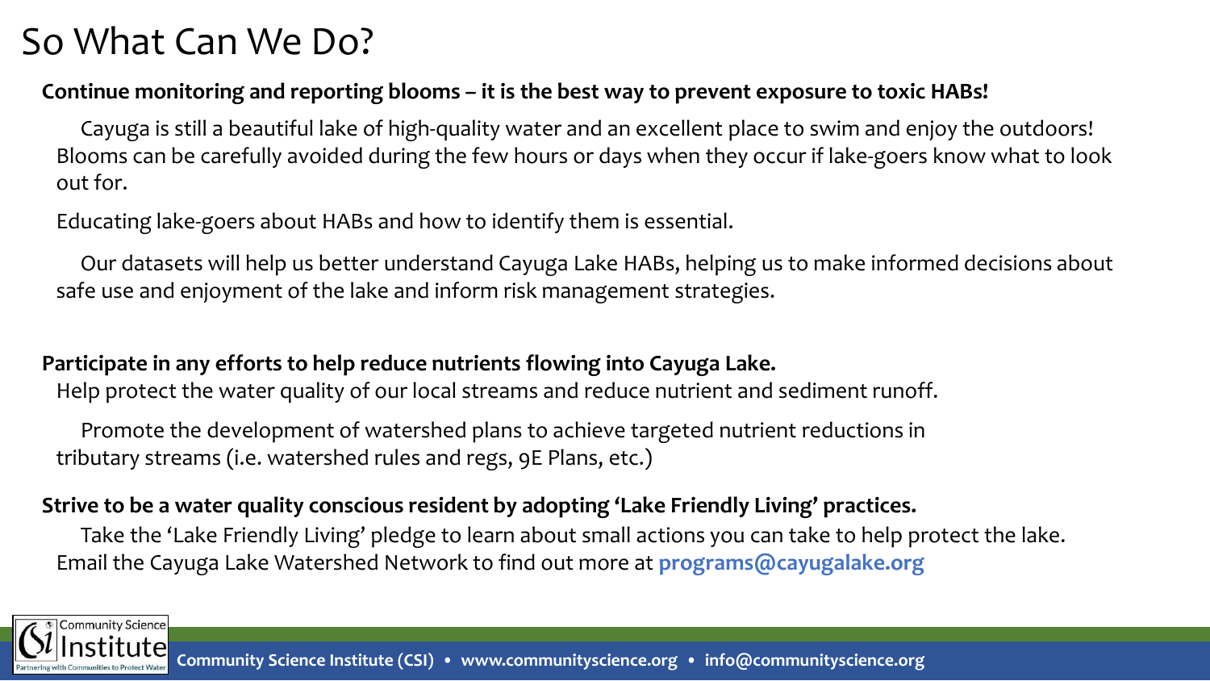# So What Can We Do?

**Continue monitoring and reporting blooms – it is the best way to prevent exposure to toxic HABs!**

Cayuga is still a beautiful lake of high-quality water and an excellent place to swim and enjoy the outdoors! Blooms can be carefully avoided during the few hours or days when they occur if lake-goers know what to look out for.

Educating lake-goers about HABs and how to identify them is essential.

Our datasets will help us better understand Cayuga Lake HABs, helping us to make informed decisions about safe use and enjoyment of the lake and inform risk management strategies.

**Participate in any efforts to help reduce nutrients flowing into Cayuga Lake.**

Help protect the water quality of our local streams and reduce nutrient and sediment runoff.

Promote the development of watershed plans to achieve targeted nutrient reductions in tributary streams (i.e. watershed rules and regs, 9E Plans, etc.)

**Strive to be a water quality conscious resident by adopting 'Lake Friendly Living' practices.**

Take the 'Lake Friendly Living' pledge to learn about small actions you can take to help protect the lake. Email the Cayuga Lake Watershed Network to find out more at **programs@cayugalake.org**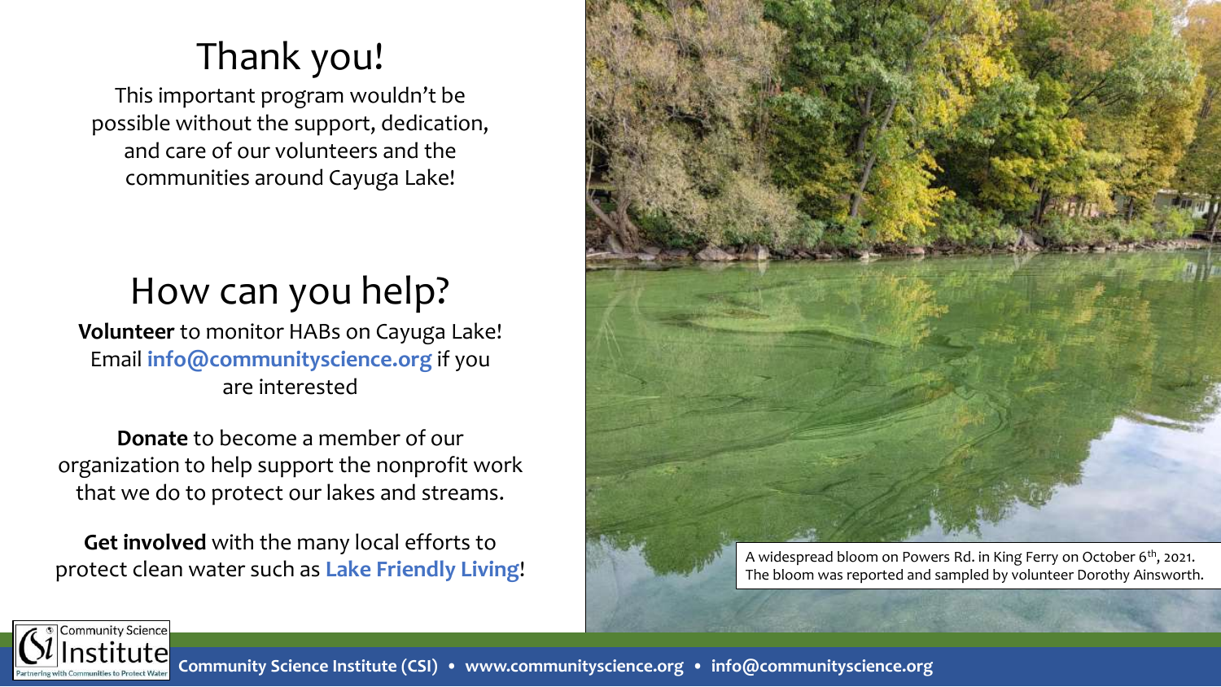# Thank you!

This important program wouldn't be possible without the support, dedication, and care of our volunteers and the communities around Cayuga Lake!

# How can you help?

**Volunteer** to monitor HABs on Cayuga Lake! Email **info@communityscience.org** if you are interested

**Donate** to become a member of our organization to help support the nonprofit work that we do to protect our lakes and streams.

**Get involved** with the many local efforts to protect clean water such as **Lake Friendly Living**!

A widespread bloom on Powers Rd. in King Ferry on October 6th, 2021. The bloom was reported and sampled by volunteer Dorothy Ainsworth.

Community Science Institute (CSI) • www.communityscience.org • info@communityscience.org